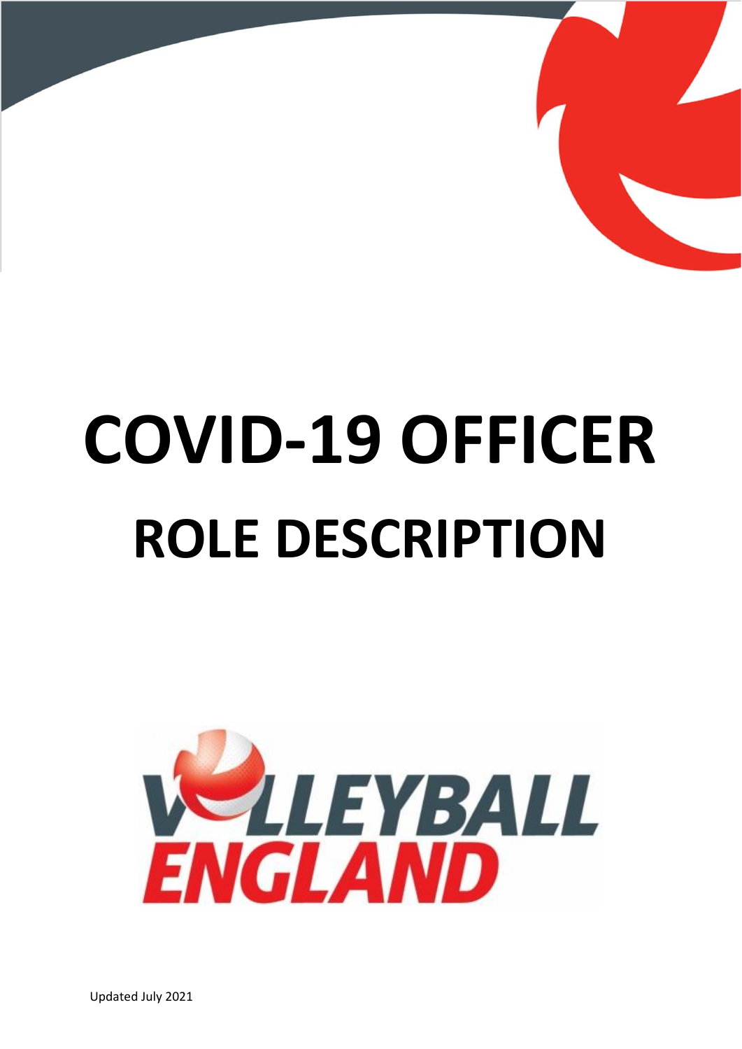# COVID-19 OFFICER

## ROLE DESCRIPTION

VOLLEYBALL ENGLAND

Updated July 2021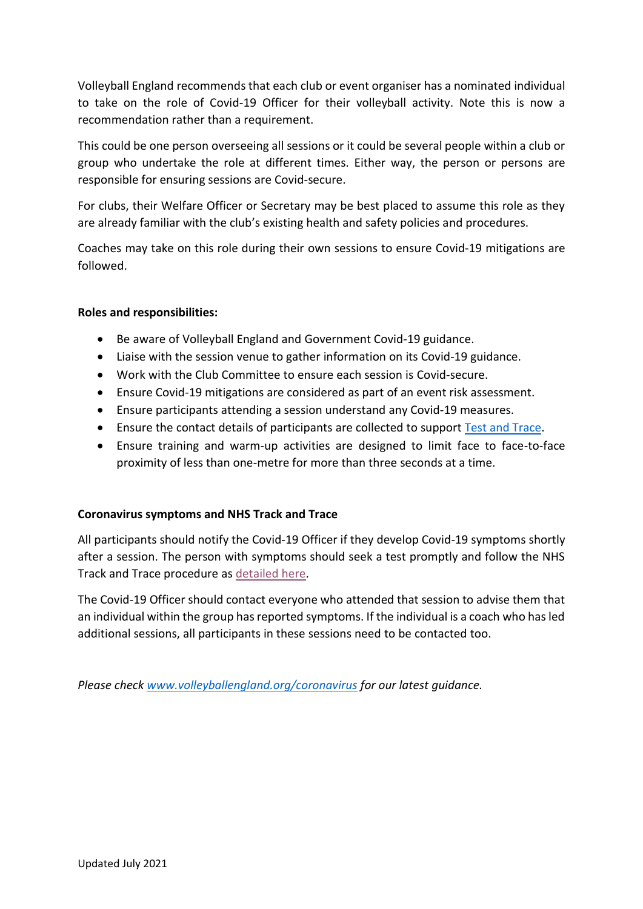Volleyball England recommends that each club or event organiser has a nominated individual to take on the role of Covid-19 Officer for their volleyball activity. Note this is now a recommendation rather than a requirement.

This could be one person overseeing all sessions or it could be several people within a club or group who undertake the role at different times. Either way, the person or persons are responsible for ensuring sessions are Covid-secure.

For clubs, their Welfare Officer or Secretary may be best placed to assume this role as they are already familiar with the club's existing health and safety policies and procedures.

Coaches may take on this role during their own sessions to ensure Covid-19 mitigations are followed.

**Roles and responsibilities:**

- Be aware of Volleyball England and Government Covid-19 guidance.
- Liaise with the session venue to gather information on its Covid-19 guidance.
- Work with the Club Committee to ensure each session is Covid-secure.
- Ensure Covid-19 mitigations are considered as part of an event risk assessment.
- Ensure participants attending a session understand any Covid-19 measures.
- Ensure the contact details of participants are collected to support Test and Trace.
- Ensure training and warm-up activities are designed to limit face to face-to-face proximity of less than one-metre for more than three seconds at a time.

**Coronavirus symptoms and NHS Track and Trace**

All participants should notify the Covid-19 Officer if they develop Covid-19 symptoms shortly after a session. The person with symptoms should seek a test promptly and follow the NHS Track and Trace procedure as detailed here.

The Covid-19 Officer should contact everyone who attended that session to advise them that an individual within the group has reported symptoms. If the individual is a coach who has led additional sessions, all participants in these sessions need to be contacted too.

*Please check www.volleyballengland.org/coronavirus for our latest guidance.*

Updated July 2021